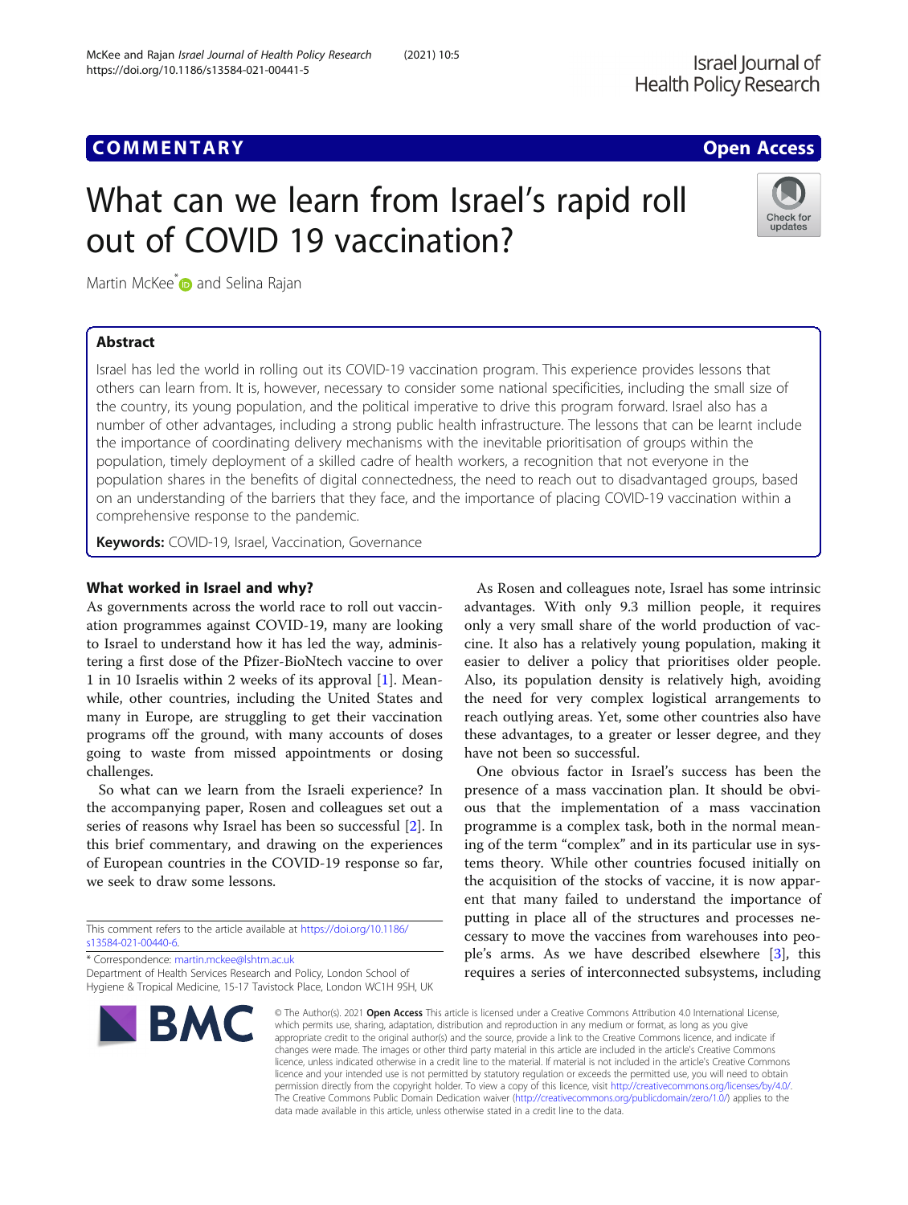# What can we learn from Israel's rapid roll out of COVID 19 vaccination?

Martin McKee* and Selina Rajan

## Abstract

Israel has led the world in rolling out its COVID-19 vaccination program. This experience provides lessons that others can learn from. It is, however, necessary to consider some national specificities, including the small size of the country, its young population, and the political imperative to drive this program forward. Israel also has a number of other advantages, including a strong public health infrastructure. The lessons that can be learnt include the importance of coordinating delivery mechanisms with the inevitable prioritisation of groups within the population, timely deployment of a skilled cadre of health workers, a recognition that not everyone in the population shares in the benefits of digital connectedness, the need to reach out to disadvantaged groups, based on an understanding of the barriers that they face, and the importance of placing COVID-19 vaccination within a comprehensive response to the pandemic.

**Keywords:** COVID-19, Israel, Vaccination, Governance

## What worked in Israel and why?

As governments across the world race to roll out vaccination programmes against COVID-19, many are looking to Israel to understand how it has led the way, administering a first dose of the Pfizer-BioNtech vaccine to over 1 in 10 Israelis within 2 weeks of its approval [1]. Meanwhile, other countries, including the United States and many in Europe, are struggling to get their vaccination programs off the ground, with many accounts of doses going to waste from missed appointments or dosing challenges.

So what can we learn from the Israeli experience? In the accompanying paper, Rosen and colleagues set out a series of reasons why Israel has been so successful [2]. In this brief commentary, and drawing on the experiences of European countries in the COVID-19 response so far, we seek to draw some lessons.

As Rosen and colleagues note, Israel has some intrinsic advantages. With only 9.3 million people, it requires only a very small share of the world production of vaccine. It also has a relatively young population, making it easier to deliver a policy that prioritises older people. Also, its population density is relatively high, avoiding the need for very complex logistical arrangements to reach outlying areas. Yet, some other countries also have these advantages, to a greater or lesser degree, and they have not been so successful.

One obvious factor in Israel's success has been the presence of a mass vaccination plan. It should be obvious that the implementation of a mass vaccination programme is a complex task, both in the normal meaning of the term "complex" and in its particular use in systems theory. While other countries focused initially on the acquisition of the stocks of vaccine, it is now apparent that many failed to understand the importance of putting in place all of the structures and processes necessary to move the vaccines from warehouses into people's arms. As we have described elsewhere [3], this requires a series of interconnected subsystems, including

This comment refers to the article available at https://doi.org/10.1186/s13584-021-00440-6.

* Correspondence: martin.mckee@lshtm.ac.uk
Department of Health Services Research and Policy, London School of Hygiene & Tropical Medicine, 15-17 Tavistock Place, London WC1H 9SH, UK

© The Author(s). 2021 **Open Access** This article is licensed under a Creative Commons Attribution 4.0 International License, which permits use, sharing, adaptation, distribution and reproduction in any medium or format, as long as you give appropriate credit to the original author(s) and the source, provide a link to the Creative Commons licence, and indicate if changes were made. The images or other third party material in this article are included in the article's Creative Commons licence, unless indicated otherwise in a credit line to the material. If material is not included in the article's Creative Commons licence and your intended use is not permitted by statutory regulation or exceeds the permitted use, you will need to obtain permission directly from the copyright holder. To view a copy of this licence, visit http://creativecommons.org/licenses/by/4.0/. The Creative Commons Public Domain Dedication waiver (http://creativecommons.org/publicdomain/zero/1.0/) applies to the data made available in this article, unless otherwise stated in a credit line to the data.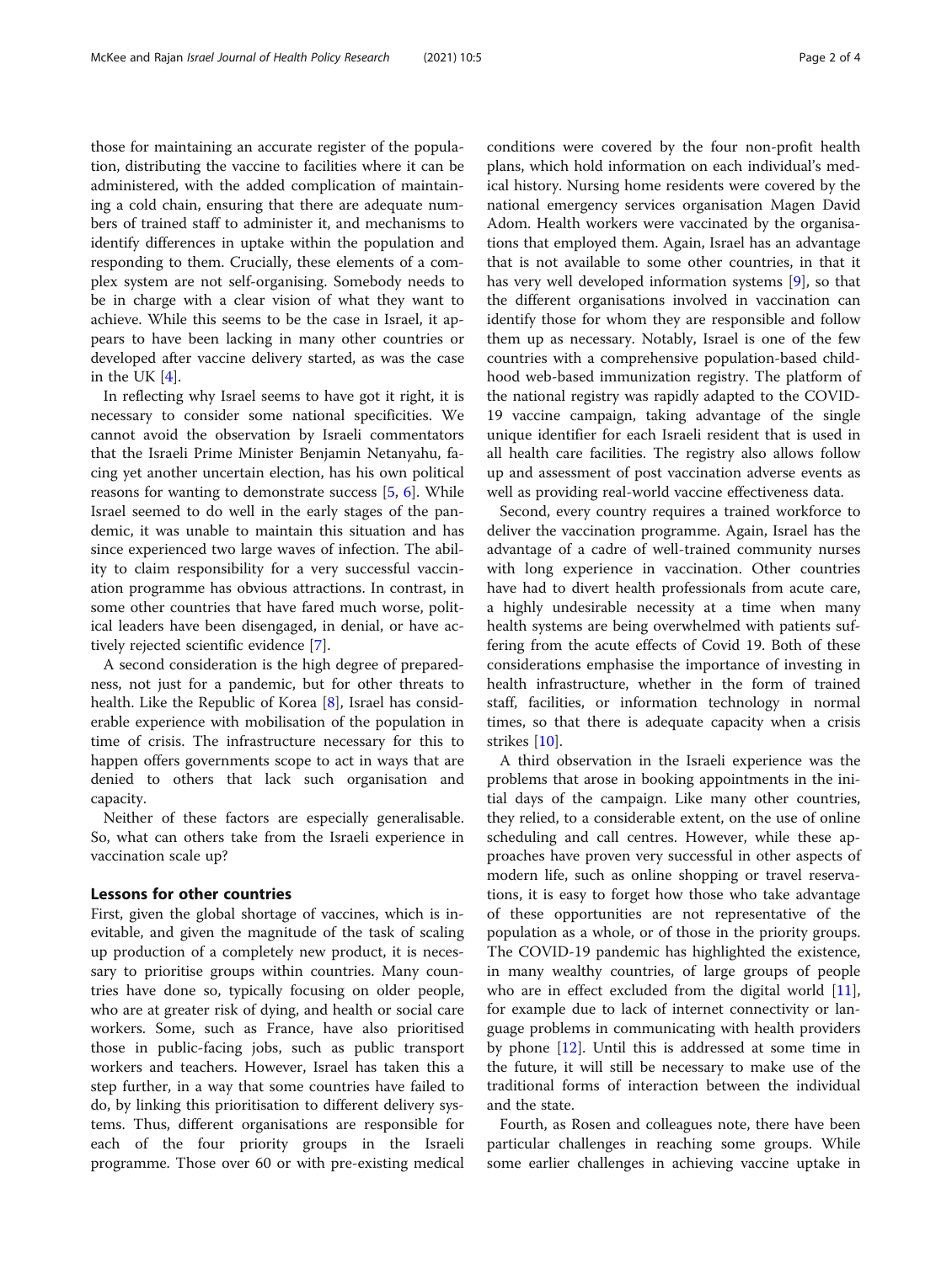those for maintaining an accurate register of the population, distributing the vaccine to facilities where it can be administered, with the added complication of maintaining a cold chain, ensuring that there are adequate numbers of trained staff to administer it, and mechanisms to identify differences in uptake within the population and responding to them. Crucially, these elements of a complex system are not self-organising. Somebody needs to be in charge with a clear vision of what they want to achieve. While this seems to be the case in Israel, it appears to have been lacking in many other countries or developed after vaccine delivery started, as was the case in the UK [4].

In reflecting why Israel seems to have got it right, it is necessary to consider some national specificities. We cannot avoid the observation by Israeli commentators that the Israeli Prime Minister Benjamin Netanyahu, facing yet another uncertain election, has his own political reasons for wanting to demonstrate success [5, 6]. While Israel seemed to do well in the early stages of the pandemic, it was unable to maintain this situation and has since experienced two large waves of infection. The ability to claim responsibility for a very successful vaccination programme has obvious attractions. In contrast, in some other countries that have fared much worse, political leaders have been disengaged, in denial, or have actively rejected scientific evidence [7].

A second consideration is the high degree of preparedness, not just for a pandemic, but for other threats to health. Like the Republic of Korea [8], Israel has considerable experience with mobilisation of the population in time of crisis. The infrastructure necessary for this to happen offers governments scope to act in ways that are denied to others that lack such organisation and capacity.

Neither of these factors are especially generalisable. So, what can others take from the Israeli experience in vaccination scale up?

## Lessons for other countries

First, given the global shortage of vaccines, which is inevitable, and given the magnitude of the task of scaling up production of a completely new product, it is necessary to prioritise groups within countries. Many countries have done so, typically focusing on older people, who are at greater risk of dying, and health or social care workers. Some, such as France, have also prioritised those in public-facing jobs, such as public transport workers and teachers. However, Israel has taken this a step further, in a way that some countries have failed to do, by linking this prioritisation to different delivery systems. Thus, different organisations are responsible for each of the four priority groups in the Israeli programme. Those over 60 or with pre-existing medical conditions were covered by the four non-profit health plans, which hold information on each individual's medical history. Nursing home residents were covered by the national emergency services organisation Magen David Adom. Health workers were vaccinated by the organisations that employed them. Again, Israel has an advantage that is not available to some other countries, in that it has very well developed information systems [9], so that the different organisations involved in vaccination can identify those for whom they are responsible and follow them up as necessary. Notably, Israel is one of the few countries with a comprehensive population-based childhood web-based immunization registry. The platform of the national registry was rapidly adapted to the COVID-19 vaccine campaign, taking advantage of the single unique identifier for each Israeli resident that is used in all health care facilities. The registry also allows follow up and assessment of post vaccination adverse events as well as providing real-world vaccine effectiveness data.

Second, every country requires a trained workforce to deliver the vaccination programme. Again, Israel has the advantage of a cadre of well-trained community nurses with long experience in vaccination. Other countries have had to divert health professionals from acute care, a highly undesirable necessity at a time when many health systems are being overwhelmed with patients suffering from the acute effects of Covid 19. Both of these considerations emphasise the importance of investing in health infrastructure, whether in the form of trained staff, facilities, or information technology in normal times, so that there is adequate capacity when a crisis strikes [10].

A third observation in the Israeli experience was the problems that arose in booking appointments in the initial days of the campaign. Like many other countries, they relied, to a considerable extent, on the use of online scheduling and call centres. However, while these approaches have proven very successful in other aspects of modern life, such as online shopping or travel reservations, it is easy to forget how those who take advantage of these opportunities are not representative of the population as a whole, or of those in the priority groups. The COVID-19 pandemic has highlighted the existence, in many wealthy countries, of large groups of people who are in effect excluded from the digital world [11], for example due to lack of internet connectivity or language problems in communicating with health providers by phone [12]. Until this is addressed at some time in the future, it will still be necessary to make use of the traditional forms of interaction between the individual and the state.

Fourth, as Rosen and colleagues note, there have been particular challenges in reaching some groups. While some earlier challenges in achieving vaccine uptake in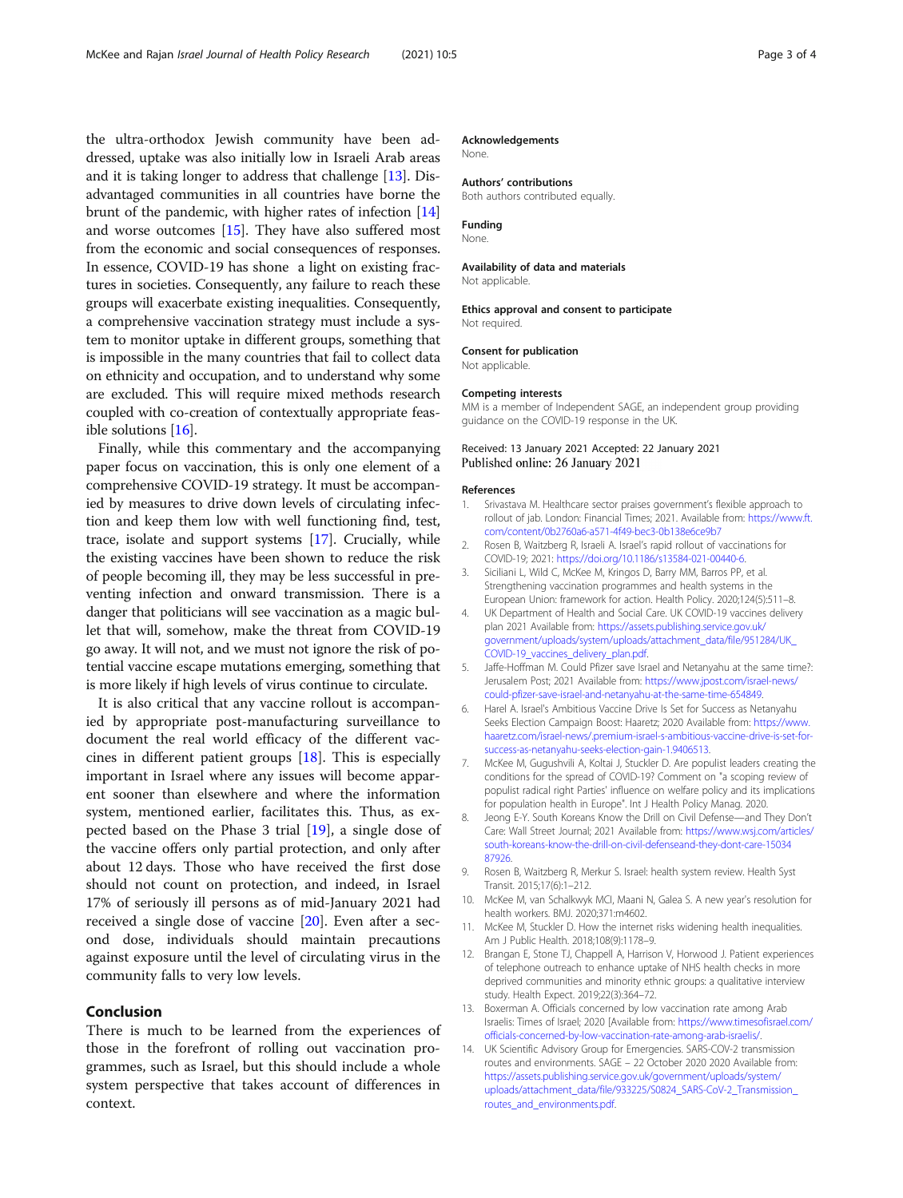the ultra-orthodox Jewish community have been addressed, uptake was also initially low in Israeli Arab areas and it is taking longer to address that challenge [13]. Disadvantaged communities in all countries have borne the brunt of the pandemic, with higher rates of infection [14] and worse outcomes [15]. They have also suffered most from the economic and social consequences of responses. In essence, COVID-19 has shone a light on existing fractures in societies. Consequently, any failure to reach these groups will exacerbate existing inequalities. Consequently, a comprehensive vaccination strategy must include a system to monitor uptake in different groups, something that is impossible in the many countries that fail to collect data on ethnicity and occupation, and to understand why some are excluded. This will require mixed methods research coupled with co-creation of contextually appropriate feasible solutions [16].

Finally, while this commentary and the accompanying paper focus on vaccination, this is only one element of a comprehensive COVID-19 strategy. It must be accompanied by measures to drive down levels of circulating infection and keep them low with well functioning find, test, trace, isolate and support systems [17]. Crucially, while the existing vaccines have been shown to reduce the risk of people becoming ill, they may be less successful in preventing infection and onward transmission. There is a danger that politicians will see vaccination as a magic bullet that will, somehow, make the threat from COVID-19 go away. It will not, and we must not ignore the risk of potential vaccine escape mutations emerging, something that is more likely if high levels of virus continue to circulate.

It is also critical that any vaccine rollout is accompanied by appropriate post-manufacturing surveillance to document the real world efficacy of the different vaccines in different patient groups [18]. This is especially important in Israel where any issues will become apparent sooner than elsewhere and where the information system, mentioned earlier, facilitates this. Thus, as expected based on the Phase 3 trial [19], a single dose of the vaccine offers only partial protection, and only after about 12 days. Those who have received the first dose should not count on protection, and indeed, in Israel 17% of seriously ill persons as of mid-January 2021 had received a single dose of vaccine [20]. Even after a second dose, individuals should maintain precautions against exposure until the level of circulating virus in the community falls to very low levels.

## Conclusion

There is much to be learned from the experiences of those in the forefront of rolling out vaccination programmes, such as Israel, but this should include a whole system perspective that takes account of differences in context.

### Acknowledgements
None.

### Authors' contributions
Both authors contributed equally.

### Funding
None.

### Availability of data and materials
Not applicable.

### Ethics approval and consent to participate
Not required.

### Consent for publication
Not applicable.

### Competing interests
MM is a member of Independent SAGE, an independent group providing guidance on the COVID-19 response in the UK.

Received: 13 January 2021 Accepted: 22 January 2021
Published online: 26 January 2021

### References

1. Srivastava M. Healthcare sector praises government's flexible approach to rollout of jab. London: Financial Times; 2021. Available from: https://www.ft.com/content/0b2760a6-a571-4f49-bec3-0b138e6ce9b7
2. Rosen B, Waitzberg R, Israeli A. Israel's rapid rollout of vaccinations for COVID-19; 2021: https://doi.org/10.1186/s13584-021-00440-6.
3. Siciliani L, Wild C, McKee M, Kringos D, Barry MM, Barros PP, et al. Strengthening vaccination programmes and health systems in the European Union: framework for action. Health Policy. 2020;124(5):511–8.
4. UK Department of Health and Social Care. UK COVID-19 vaccines delivery plan 2021 Available from: https://assets.publishing.service.gov.uk/government/uploads/system/uploads/attachment_data/file/951284/UK_COVID-19_vaccines_delivery_plan.pdf.
5. Jaffe-Hoffman M. Could Pfizer save Israel and Netanyahu at the same time?: Jerusalem Post; 2021 Available from: https://www.jpost.com/israel-news/could-pfizer-save-israel-and-netanyahu-at-the-same-time-654849.
6. Harel A. Israel's Ambitious Vaccine Drive Is Set for Success as Netanyahu Seeks Election Campaign Boost: Haaretz; 2020 Available from: https://www.haaretz.com/israel-news/.premium-israel-s-ambitious-vaccine-drive-is-set-for-success-as-netanyahu-seeks-election-gain-1.9406513.
7. McKee M, Gugushvili A, Koltai J, Stuckler D. Are populist leaders creating the conditions for the spread of COVID-19? Comment on "a scoping review of populist radical right Parties' influence on welfare policy and its implications for population health in Europe". Int J Health Policy Manag. 2020.
8. Jeong E-Y. South Koreans Know the Drill on Civil Defense—and They Don't Care: Wall Street Journal; 2021 Available from: https://www.wsj.com/articles/south-koreans-know-the-drill-on-civil-defenseand-they-dont-care-1503487926.
9. Rosen B, Waitzberg R, Merkur S. Israel: health system review. Health Syst Transit. 2015;17(6):1–212.
10. McKee M, van Schalkwyk MCI, Maani N, Galea S. A new year's resolution for health workers. BMJ. 2020;371:m4602.
11. McKee M, Stuckler D. How the internet risks widening health inequalities. Am J Public Health. 2018;108(9):1178–9.
12. Brangan E, Stone TJ, Chappell A, Harrison V, Horwood J. Patient experiences of telephone outreach to enhance uptake of NHS health checks in more deprived communities and minority ethnic groups: a qualitative interview study. Health Expect. 2019;22(3):364–72.
13. Boxerman A. Officials concerned by low vaccination rate among Arab Israelis: Times of Israel; 2020 [Available from: https://www.timesofisrael.com/officials-concerned-by-low-vaccination-rate-among-arab-israelis/.
14. UK Scientific Advisory Group for Emergencies. SARS-COV-2 transmission routes and environments. SAGE – 22 October 2020 2020 Available from: https://assets.publishing.service.gov.uk/government/uploads/system/uploads/attachment_data/file/933225/S0824_SARS-CoV-2_Transmission_routes_and_environments.pdf.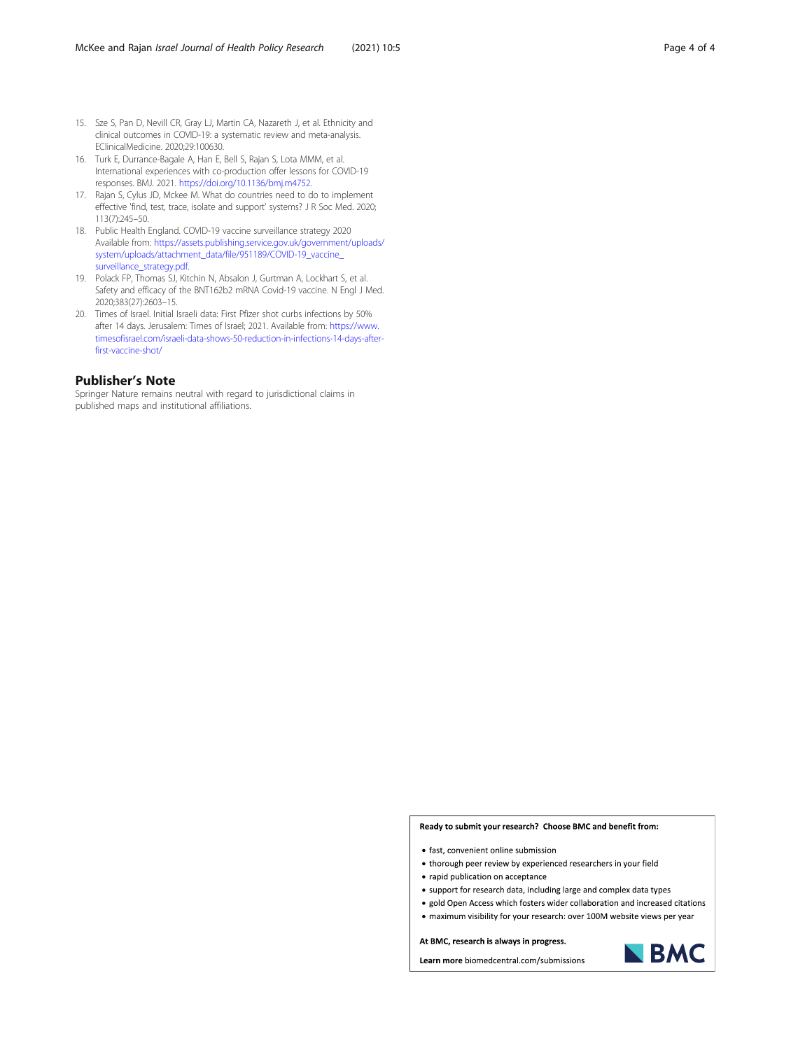15. Sze S, Pan D, Nevill CR, Gray LJ, Martin CA, Nazareth J, et al. Ethnicity and clinical outcomes in COVID-19: a systematic review and meta-analysis. EClinicalMedicine. 2020;29:100630.
16. Turk E, Durrance-Bagale A, Han E, Bell S, Rajan S, Lota MMM, et al. International experiences with co-production offer lessons for COVID-19 responses. BMJ. 2021. https://doi.org/10.1136/bmj.m4752.
17. Rajan S, Cylus JD, Mckee M. What do countries need to do to implement effective 'find, test, trace, isolate and support' systems? J R Soc Med. 2020; 113(7):245–50.
18. Public Health England. COVID-19 vaccine surveillance strategy 2020 Available from: https://assets.publishing.service.gov.uk/government/uploads/system/uploads/attachment_data/file/951189/COVID-19_vaccine_surveillance_strategy.pdf.
19. Polack FP, Thomas SJ, Kitchin N, Absalon J, Gurtman A, Lockhart S, et al. Safety and efficacy of the BNT162b2 mRNA Covid-19 vaccine. N Engl J Med. 2020;383(27):2603–15.
20. Times of Israel. Initial Israeli data: First Pfizer shot curbs infections by 50% after 14 days. Jerusalem: Times of Israel; 2021. Available from: https://www.timesofisrael.com/israeli-data-shows-50-reduction-in-infections-14-days-after-first-vaccine-shot/

## Publisher's Note

Springer Nature remains neutral with regard to jurisdictional claims in published maps and institutional affiliations.

**Ready to submit your research? Choose BMC and benefit from:**

- fast, convenient online submission
- thorough peer review by experienced researchers in your field
- rapid publication on acceptance
- support for research data, including large and complex data types
- gold Open Access which fosters wider collaboration and increased citations
- maximum visibility for your research: over 100M website views per year

**At BMC, research is always in progress.**

**Learn more** biomedcentral.com/submissions

BMC